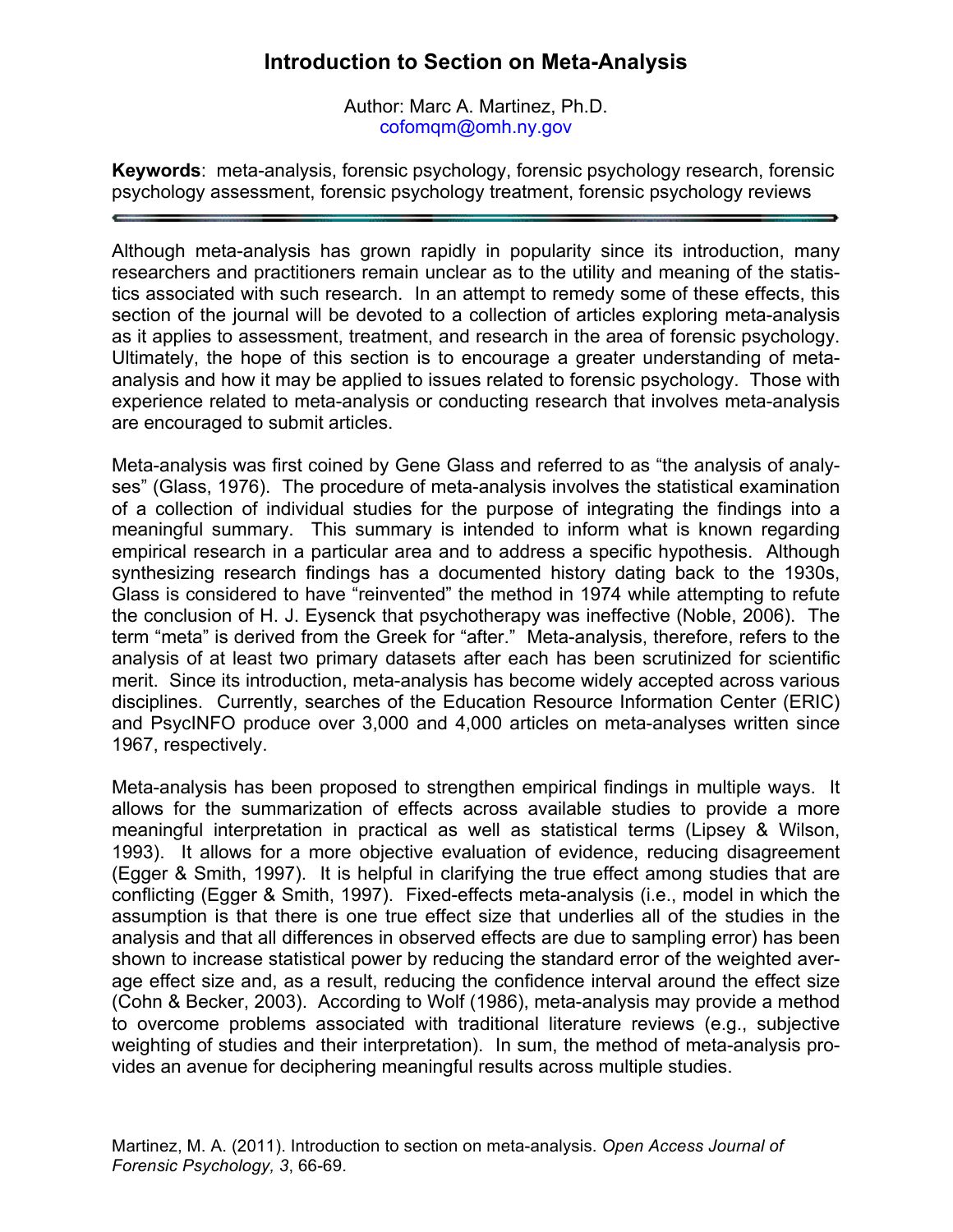# Introduction to Section on Meta-Analysis

Author: Marc A. Martinez, Ph.D.
cofomqm@omh.ny.gov

**Keywords**: meta-analysis, forensic psychology, forensic psychology research, forensic psychology assessment, forensic psychology treatment, forensic psychology reviews

---

Although meta-analysis has grown rapidly in popularity since its introduction, many researchers and practitioners remain unclear as to the utility and meaning of the statistics associated with such research. In an attempt to remedy some of these effects, this section of the journal will be devoted to a collection of articles exploring meta-analysis as it applies to assessment, treatment, and research in the area of forensic psychology. Ultimately, the hope of this section is to encourage a greater understanding of meta-analysis and how it may be applied to issues related to forensic psychology. Those with experience related to meta-analysis or conducting research that involves meta-analysis are encouraged to submit articles.

Meta-analysis was first coined by Gene Glass and referred to as "the analysis of analyses" (Glass, 1976). The procedure of meta-analysis involves the statistical examination of a collection of individual studies for the purpose of integrating the findings into a meaningful summary. This summary is intended to inform what is known regarding empirical research in a particular area and to address a specific hypothesis. Although synthesizing research findings has a documented history dating back to the 1930s, Glass is considered to have "reinvented" the method in 1974 while attempting to refute the conclusion of H. J. Eysenck that psychotherapy was ineffective (Noble, 2006). The term "meta" is derived from the Greek for "after." Meta-analysis, therefore, refers to the analysis of at least two primary datasets after each has been scrutinized for scientific merit. Since its introduction, meta-analysis has become widely accepted across various disciplines. Currently, searches of the Education Resource Information Center (ERIC) and PsycINFO produce over 3,000 and 4,000 articles on meta-analyses written since 1967, respectively.

Meta-analysis has been proposed to strengthen empirical findings in multiple ways. It allows for the summarization of effects across available studies to provide a more meaningful interpretation in practical as well as statistical terms (Lipsey & Wilson, 1993). It allows for a more objective evaluation of evidence, reducing disagreement (Egger & Smith, 1997). It is helpful in clarifying the true effect among studies that are conflicting (Egger & Smith, 1997). Fixed-effects meta-analysis (i.e., model in which the assumption is that there is one true effect size that underlies all of the studies in the analysis and that all differences in observed effects are due to sampling error) has been shown to increase statistical power by reducing the standard error of the weighted average effect size and, as a result, reducing the confidence interval around the effect size (Cohn & Becker, 2003). According to Wolf (1986), meta-analysis may provide a method to overcome problems associated with traditional literature reviews (e.g., subjective weighting of studies and their interpretation). In sum, the method of meta-analysis provides an avenue for deciphering meaningful results across multiple studies.

Martinez, M. A. (2011). Introduction to section on meta-analysis. *Open Access Journal of Forensic Psychology, 3*, 66-69.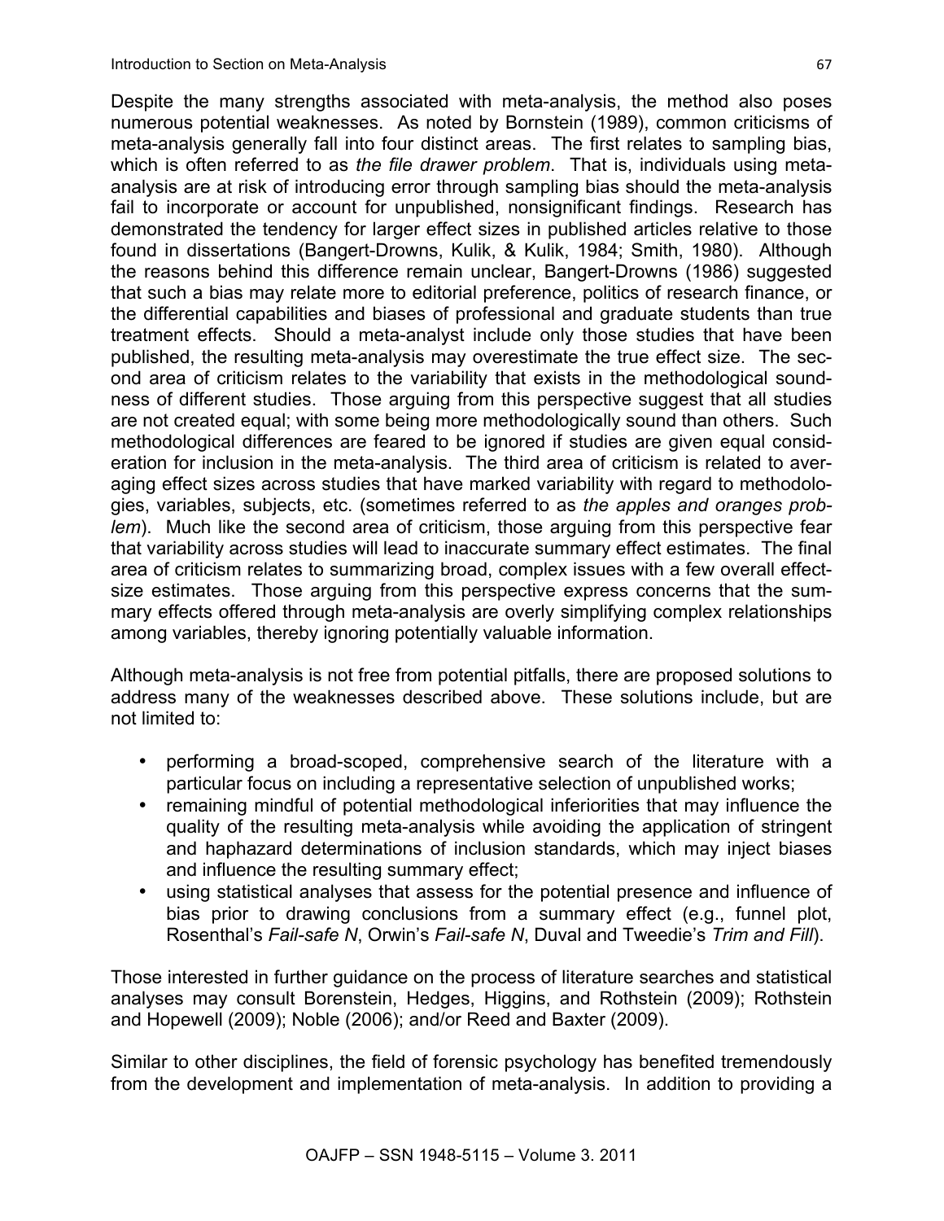Despite the many strengths associated with meta-analysis, the method also poses numerous potential weaknesses. As noted by Bornstein (1989), common criticisms of meta-analysis generally fall into four distinct areas. The first relates to sampling bias, which is often referred to as *the file drawer problem*. That is, individuals using meta-analysis are at risk of introducing error through sampling bias should the meta-analysis fail to incorporate or account for unpublished, nonsignificant findings. Research has demonstrated the tendency for larger effect sizes in published articles relative to those found in dissertations (Bangert-Drowns, Kulik, & Kulik, 1984; Smith, 1980). Although the reasons behind this difference remain unclear, Bangert-Drowns (1986) suggested that such a bias may relate more to editorial preference, politics of research finance, or the differential capabilities and biases of professional and graduate students than true treatment effects. Should a meta-analyst include only those studies that have been published, the resulting meta-analysis may overestimate the true effect size. The second area of criticism relates to the variability that exists in the methodological soundness of different studies. Those arguing from this perspective suggest that all studies are not created equal; with some being more methodologically sound than others. Such methodological differences are feared to be ignored if studies are given equal consideration for inclusion in the meta-analysis. The third area of criticism is related to averaging effect sizes across studies that have marked variability with regard to methodologies, variables, subjects, etc. (sometimes referred to as *the apples and oranges problem*). Much like the second area of criticism, those arguing from this perspective fear that variability across studies will lead to inaccurate summary effect estimates. The final area of criticism relates to summarizing broad, complex issues with a few overall effect-size estimates. Those arguing from this perspective express concerns that the summary effects offered through meta-analysis are overly simplifying complex relationships among variables, thereby ignoring potentially valuable information.

Although meta-analysis is not free from potential pitfalls, there are proposed solutions to address many of the weaknesses described above. These solutions include, but are not limited to:

- performing a broad-scoped, comprehensive search of the literature with a particular focus on including a representative selection of unpublished works;
- remaining mindful of potential methodological inferiorities that may influence the quality of the resulting meta-analysis while avoiding the application of stringent and haphazard determinations of inclusion standards, which may inject biases and influence the resulting summary effect;
- using statistical analyses that assess for the potential presence and influence of bias prior to drawing conclusions from a summary effect (e.g., funnel plot, Rosenthal's *Fail-safe N*, Orwin's *Fail-safe N*, Duval and Tweedie's *Trim and Fill*).

Those interested in further guidance on the process of literature searches and statistical analyses may consult Borenstein, Hedges, Higgins, and Rothstein (2009); Rothstein and Hopewell (2009); Noble (2006); and/or Reed and Baxter (2009).

Similar to other disciplines, the field of forensic psychology has benefited tremendously from the development and implementation of meta-analysis. In addition to providing a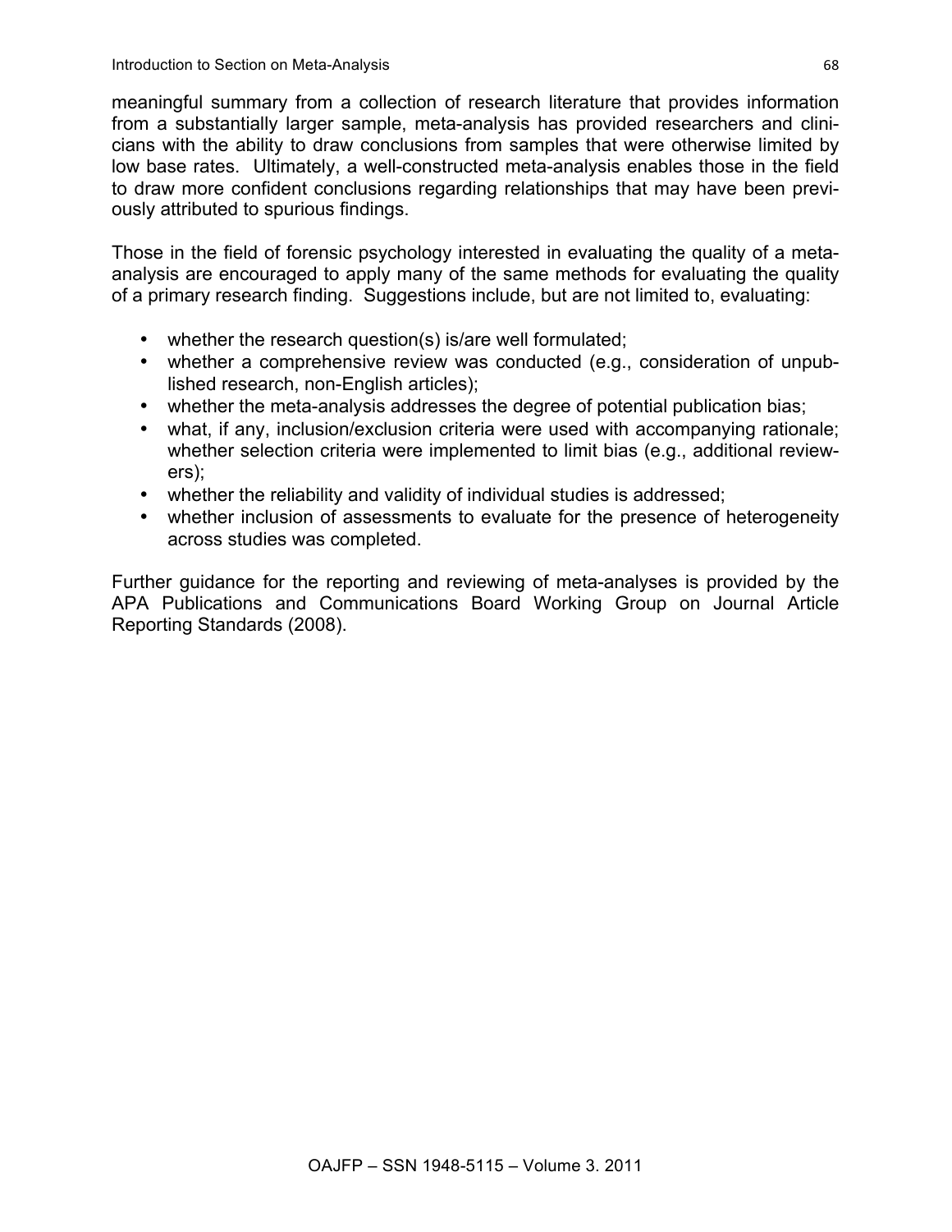meaningful summary from a collection of research literature that provides information from a substantially larger sample, meta-analysis has provided researchers and clinicians with the ability to draw conclusions from samples that were otherwise limited by low base rates. Ultimately, a well-constructed meta-analysis enables those in the field to draw more confident conclusions regarding relationships that may have been previously attributed to spurious findings.

Those in the field of forensic psychology interested in evaluating the quality of a meta-analysis are encouraged to apply many of the same methods for evaluating the quality of a primary research finding. Suggestions include, but are not limited to, evaluating:

- whether the research question(s) is/are well formulated;
- whether a comprehensive review was conducted (e.g., consideration of unpublished research, non-English articles);
- whether the meta-analysis addresses the degree of potential publication bias;
- what, if any, inclusion/exclusion criteria were used with accompanying rationale; whether selection criteria were implemented to limit bias (e.g., additional reviewers);
- whether the reliability and validity of individual studies is addressed;
- whether inclusion of assessments to evaluate for the presence of heterogeneity across studies was completed.

Further guidance for the reporting and reviewing of meta-analyses is provided by the APA Publications and Communications Board Working Group on Journal Article Reporting Standards (2008).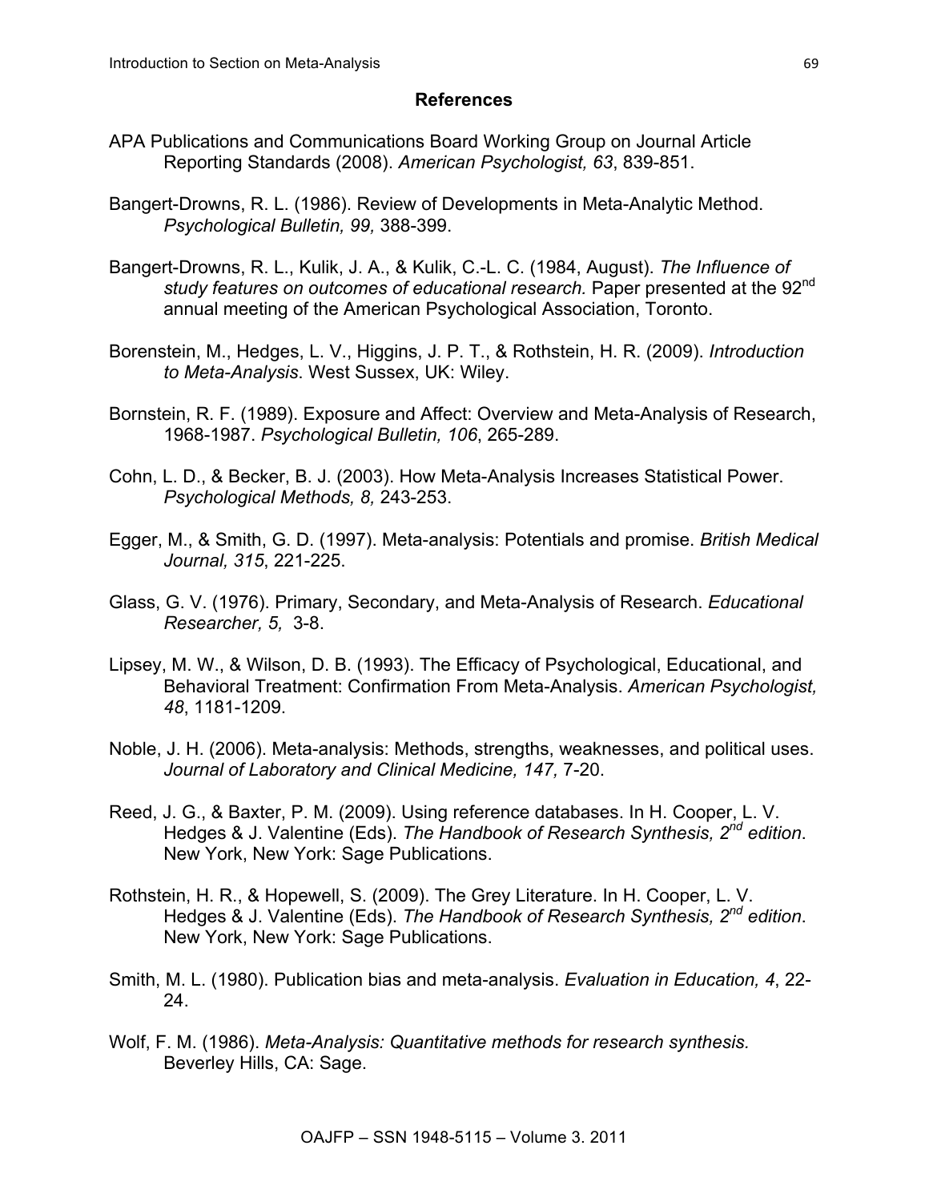## References

APA Publications and Communications Board Working Group on Journal Article Reporting Standards (2008). *American Psychologist, 63*, 839-851.

Bangert-Drowns, R. L. (1986). Review of Developments in Meta-Analytic Method. *Psychological Bulletin, 99,* 388-399.

Bangert-Drowns, R. L., Kulik, J. A., & Kulik, C.-L. C. (1984, August). *The Influence of study features on outcomes of educational research.* Paper presented at the 92nd annual meeting of the American Psychological Association, Toronto.

Borenstein, M., Hedges, L. V., Higgins, J. P. T., & Rothstein, H. R. (2009). *Introduction to Meta-Analysis*. West Sussex, UK: Wiley.

Bornstein, R. F. (1989). Exposure and Affect: Overview and Meta-Analysis of Research, 1968-1987. *Psychological Bulletin, 106*, 265-289.

Cohn, L. D., & Becker, B. J. (2003). How Meta-Analysis Increases Statistical Power. *Psychological Methods, 8,* 243-253.

Egger, M., & Smith, G. D. (1997). Meta-analysis: Potentials and promise. *British Medical Journal, 315*, 221-225.

Glass, G. V. (1976). Primary, Secondary, and Meta-Analysis of Research. *Educational Researcher, 5,* 3-8.

Lipsey, M. W., & Wilson, D. B. (1993). The Efficacy of Psychological, Educational, and Behavioral Treatment: Confirmation From Meta-Analysis. *American Psychologist, 48*, 1181-1209.

Noble, J. H. (2006). Meta-analysis: Methods, strengths, weaknesses, and political uses. *Journal of Laboratory and Clinical Medicine, 147,* 7-20.

Reed, J. G., & Baxter, P. M. (2009). Using reference databases. In H. Cooper, L. V. Hedges & J. Valentine (Eds). *The Handbook of Research Synthesis, 2nd edition*. New York, New York: Sage Publications.

Rothstein, H. R., & Hopewell, S. (2009). The Grey Literature. In H. Cooper, L. V. Hedges & J. Valentine (Eds). *The Handbook of Research Synthesis, 2nd edition*. New York, New York: Sage Publications.

Smith, M. L. (1980). Publication bias and meta-analysis. *Evaluation in Education, 4*, 22-24.

Wolf, F. M. (1986). *Meta-Analysis: Quantitative methods for research synthesis.* Beverley Hills, CA: Sage.